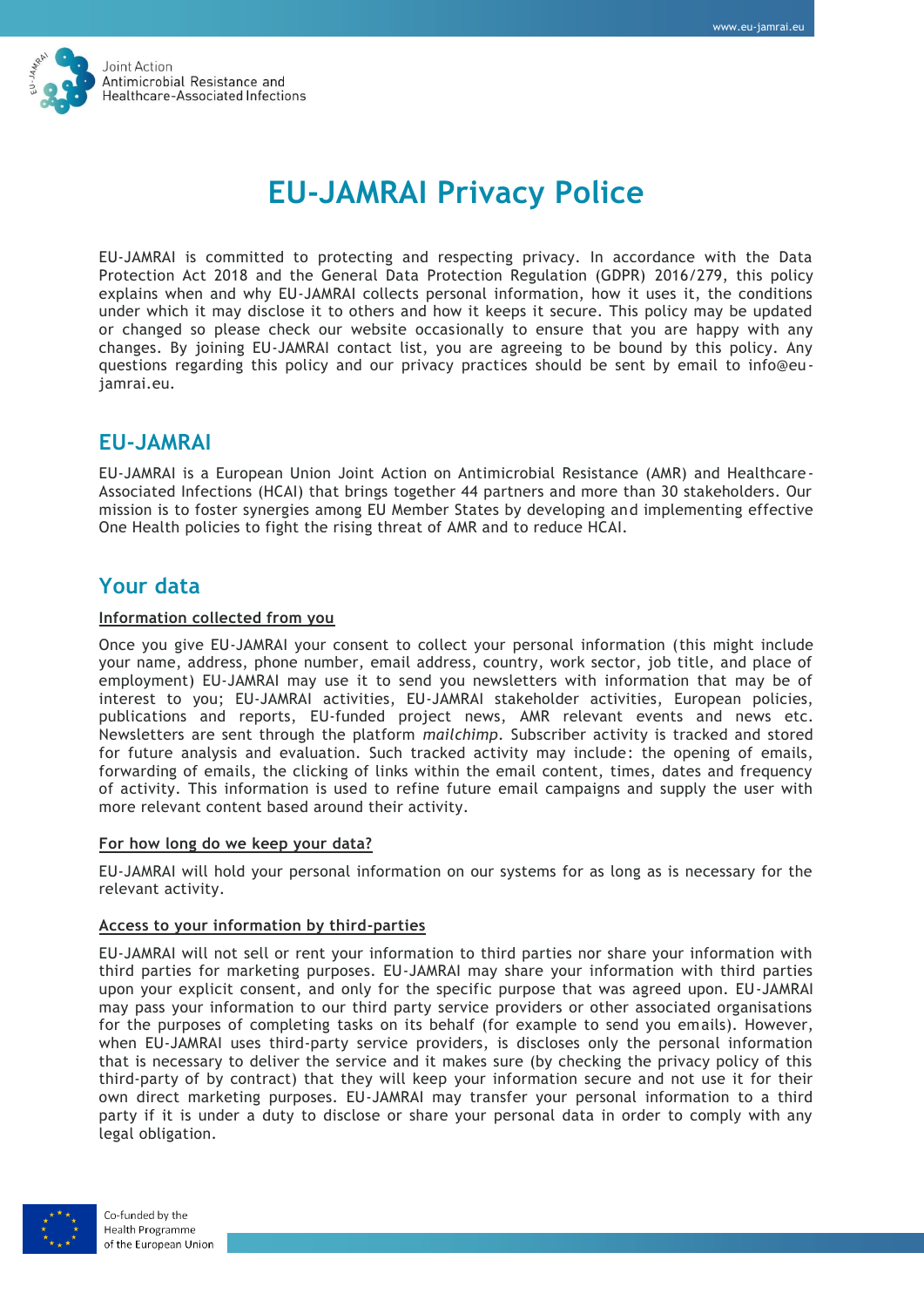# EU-JAMRAI Privacy Police

EU-JAMRAI is committed to protecting and respecting privacy. In accordance with the Data Protection Act 2018 and the General Data Protection Regulation (GDPR) 2016/279, this policy explains when and why EU-JAMRAI collects personal information, how it uses it, the conditions under which it may disclose it to others and how it keeps it secure. This policy may be updated or changed so please check our website occasionally to ensure that you are happy with any changes. By joining EU-JAMRAI contact list, you are agreeing to be bound by this policy. Any questions regarding this policy and our privacy practices should be sent by email to info@eu-jamrai.eu.

## EU-JAMRAI

EU-JAMRAI is a European Union Joint Action on Antimicrobial Resistance (AMR) and Healthcare-Associated Infections (HCAI) that brings together 44 partners and more than 30 stakeholders. Our mission is to foster synergies among EU Member States by developing and implementing effective One Health policies to fight the rising threat of AMR and to reduce HCAI.

## Your data

**Information collected from you**

Once you give EU-JAMRAI your consent to collect your personal information (this might include your name, address, phone number, email address, country, work sector, job title, and place of employment) EU-JAMRAI may use it to send you newsletters with information that may be of interest to you; EU-JAMRAI activities, EU-JAMRAI stakeholder activities, European policies, publications and reports, EU-funded project news, AMR relevant events and news etc. Newsletters are sent through the platform *mailchimp*. Subscriber activity is tracked and stored for future analysis and evaluation. Such tracked activity may include: the opening of emails, forwarding of emails, the clicking of links within the email content, times, dates and frequency of activity. This information is used to refine future email campaigns and supply the user with more relevant content based around their activity.

**For how long do we keep your data?**

EU-JAMRAI will hold your personal information on our systems for as long as is necessary for the relevant activity.

**Access to your information by third-parties**

EU-JAMRAI will not sell or rent your information to third parties nor share your information with third parties for marketing purposes. EU-JAMRAI may share your information with third parties upon your explicit consent, and only for the specific purpose that was agreed upon. EU-JAMRAI may pass your information to our third party service providers or other associated organisations for the purposes of completing tasks on its behalf (for example to send you emails). However, when EU-JAMRAI uses third-party service providers, is discloses only the personal information that is necessary to deliver the service and it makes sure (by checking the privacy policy of this third-party of by contract) that they will keep your information secure and not use it for their own direct marketing purposes. EU-JAMRAI may transfer your personal information to a third party if it is under a duty to disclose or share your personal data in order to comply with any legal obligation.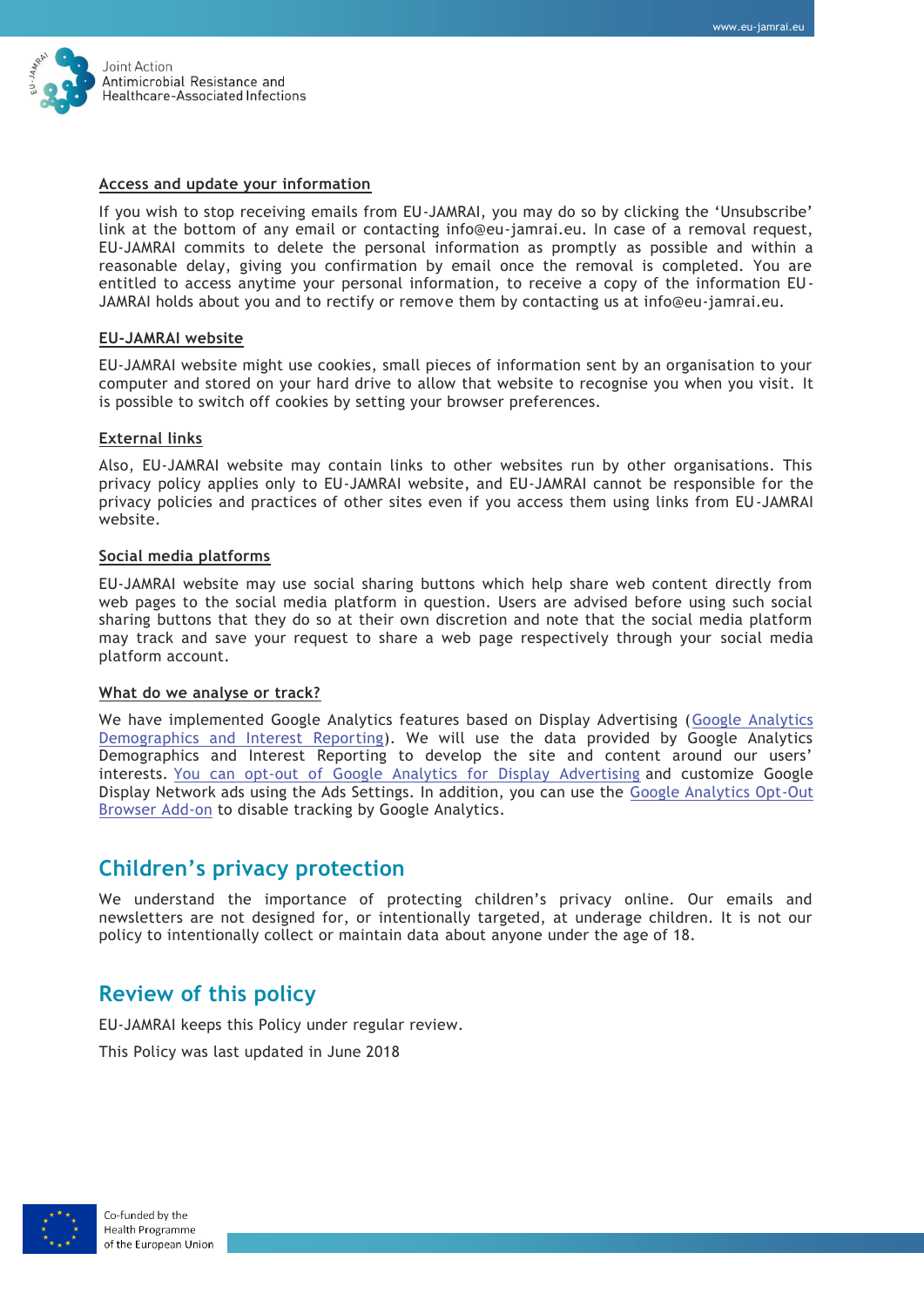### Access and update your information

If you wish to stop receiving emails from EU-JAMRAI, you may do so by clicking the 'Unsubscribe' link at the bottom of any email or contacting info@eu-jamrai.eu. In case of a removal request, EU-JAMRAI commits to delete the personal information as promptly as possible and within a reasonable delay, giving you confirmation by email once the removal is completed. You are entitled to access anytime your personal information, to receive a copy of the information EU-JAMRAI holds about you and to rectify or remove them by contacting us at info@eu-jamrai.eu.

### EU-JAMRAI website

EU-JAMRAI website might use cookies, small pieces of information sent by an organisation to your computer and stored on your hard drive to allow that website to recognise you when you visit. It is possible to switch off cookies by setting your browser preferences.

### External links

Also, EU-JAMRAI website may contain links to other websites run by other organisations. This privacy policy applies only to EU-JAMRAI website, and EU-JAMRAI cannot be responsible for the privacy policies and practices of other sites even if you access them using links from EU-JAMRAI website.

### Social media platforms

EU-JAMRAI website may use social sharing buttons which help share web content directly from web pages to the social media platform in question. Users are advised before using such social sharing buttons that they do so at their own discretion and note that the social media platform may track and save your request to share a web page respectively through your social media platform account.

### What do we analyse or track?

We have implemented Google Analytics features based on Display Advertising (Google Analytics Demographics and Interest Reporting). We will use the data provided by Google Analytics Demographics and Interest Reporting to develop the site and content around our users' interests. You can opt-out of Google Analytics for Display Advertising and customize Google Display Network ads using the Ads Settings. In addition, you can use the Google Analytics Opt-Out Browser Add-on to disable tracking by Google Analytics.

## Children's privacy protection

We understand the importance of protecting children's privacy online. Our emails and newsletters are not designed for, or intentionally targeted, at underage children. It is not our policy to intentionally collect or maintain data about anyone under the age of 18.

## Review of this policy

EU-JAMRAI keeps this Policy under regular review.

This Policy was last updated in June 2018